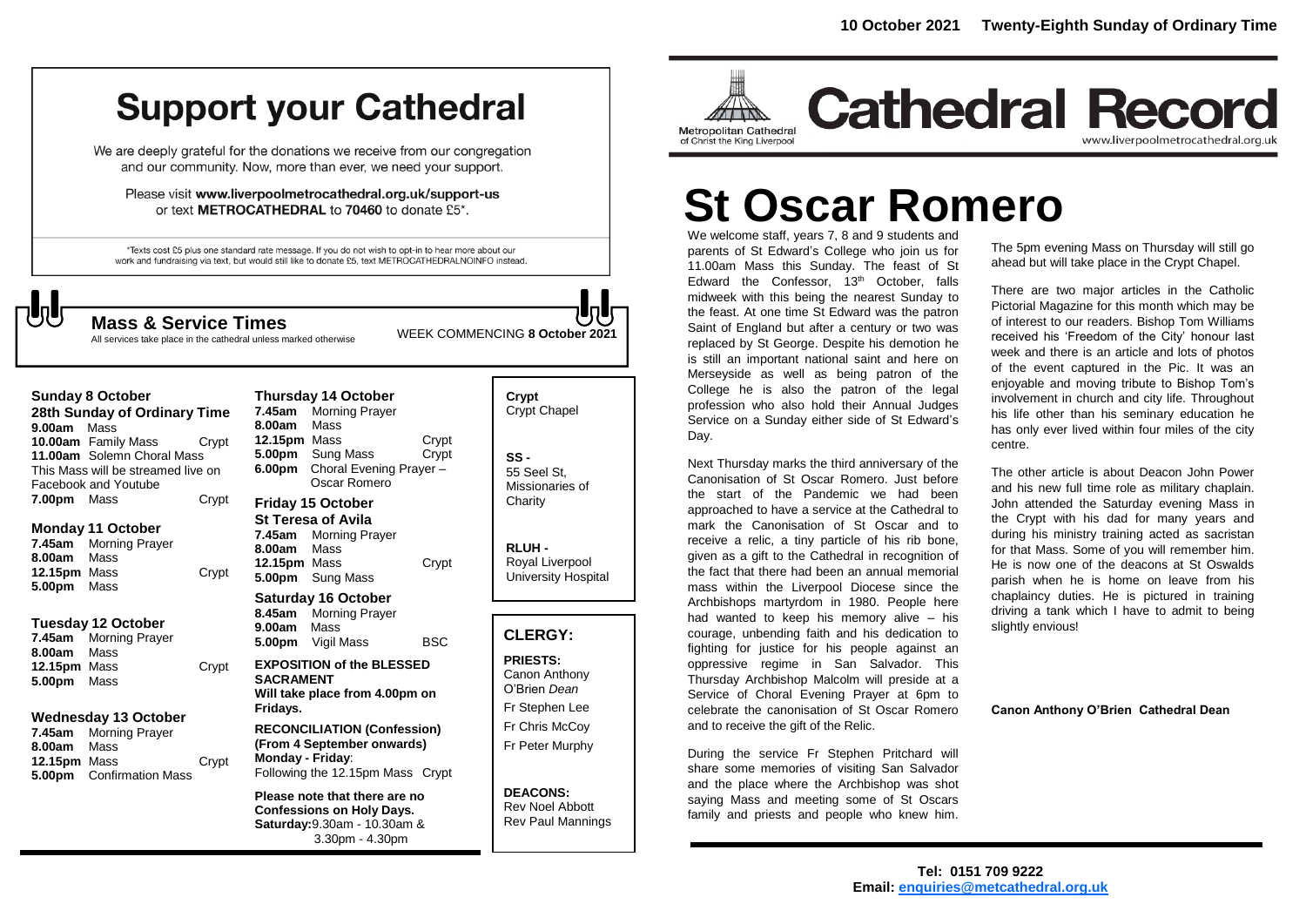10 October 2021 Twenty-Eighth Sunday of Ordinary Time

# Support your Cathedral

We are deeply grateful for the donations we receive from our congregation and our community. Now, more than ever, we need your support.

Please visit **www.liverpoolmetrocathedral.org.uk/support-us** or text **METROCATHEDRAL** to **70460** to donate £5*.

*Texts cost £5 plus one standard rate message. If you do not wish to opt-in to hear more about our work and fundraising via text, but would still like to donate £5, text METROCATHEDRALNOINFO instead.

## Mass & Service Times

All services take place in the cathedral unless marked otherwise

WEEK COMMENCING **8 October 2021**

### Sunday 8 October
**28th Sunday of Ordinary Time**

**9.00am** Mass
**10.00am** Family Mass — Crypt
**11.00am** Solemn Choral Mass
This Mass will be streamed live on Facebook and Youtube
**7.00pm** Mass — Crypt

### Monday 11 October

**7.45am** Morning Prayer
**8.00am** Mass
**12.15pm** Mass — Crypt
**5.00pm** Mass

### Tuesday 12 October

**7.45am** Morning Prayer
**8.00am** Mass
**12.15pm** Mass — Crypt
**5.00pm** Mass

### Wednesday 13 October

**7.45am** Morning Prayer
**8.00am** Mass
**12.15pm** Mass — Crypt
**5.00pm** Confirmation Mass

### Thursday 14 October

**7.45am** Morning Prayer
**8.00am** Mass
**12.15pm** Mass — Crypt
**5.00pm** Sung Mass — Crypt
**6.00pm** Choral Evening Prayer – Oscar Romero

### Friday 15 October
**St Teresa of Avila**

**7.45am** Morning Prayer
**8.00am** Mass
**12.15pm** Mass — Crypt
**5.00pm** Sung Mass

### Saturday 16 October

**8.45am** Morning Prayer
**9.00am** Mass
**5.00pm** Vigil Mass — BSC

**EXPOSITION of the BLESSED SACRAMENT**
**Will take place from 4.00pm on Fridays.**

**RECONCILIATION (Confession)**
**(From 4 September onwards)**
**Monday - Friday**:
Following the 12.15pm Mass Crypt

**Please note that there are no Confessions on Holy Days.**
**Saturday:** 9.30am - 10.30am & 3.30pm - 4.30pm

**Crypt**
Crypt Chapel

**SS -**
55 Seel St, Missionaries of Charity

**RLUH -**
Royal Liverpool University Hospital

## CLERGY:

**PRIESTS:**
Canon Anthony O'Brien *Dean*
Fr Stephen Lee
Fr Chris McCoy
Fr Peter Murphy

**DEACONS:**
Rev Noel Abbott
Rev Paul Mannings

# Cathedral Record

Metropolitan Cathedral of Christ the King Liverpool
www.liverpoolmetrocathedral.org.uk

# St Oscar Romero

We welcome staff, years 7, 8 and 9 students and parents of St Edward's College who join us for 11.00am Mass this Sunday. The feast of St Edward the Confessor, 13th October, falls midweek with this being the nearest Sunday to the feast. At one time St Edward was the patron Saint of England but after a century or two was replaced by St George. Despite his demotion he is still an important national saint and here on Merseyside as well as being patron of the College he is also the patron of the legal profession who also hold their Annual Judges Service on a Sunday either side of St Edward's Day.

Next Thursday marks the third anniversary of the Canonisation of St Oscar Romero. Just before the start of the Pandemic we had been approached to have a service at the Cathedral to mark the Canonisation of St Oscar and to receive a relic, a tiny particle of his rib bone, given as a gift to the Cathedral in recognition of the fact that there had been an annual memorial mass within the Liverpool Diocese since the Archbishops martyrdom in 1980. People here had wanted to keep his memory alive – his courage, unbending faith and his dedication to fighting for justice for his people against an oppressive regime in San Salvador. This Thursday Archbishop Malcolm will preside at a Service of Choral Evening Prayer at 6pm to celebrate the canonisation of St Oscar Romero and to receive the gift of the Relic.

During the service Fr Stephen Pritchard will share some memories of visiting San Salvador and the place where the Archbishop was shot saying Mass and meeting some of St Oscars family and priests and people who knew him.

The 5pm evening Mass on Thursday will still go ahead but will take place in the Crypt Chapel.

There are two major articles in the Catholic Pictorial Magazine for this month which may be of interest to our readers. Bishop Tom Williams received his 'Freedom of the City' honour last week and there is an article and lots of photos of the event captured in the Pic. It was an enjoyable and moving tribute to Bishop Tom's involvement in church and city life. Throughout his life other than his seminary education he has only ever lived within four miles of the city centre.

The other article is about Deacon John Power and his new full time role as military chaplain. John attended the Saturday evening Mass in the Crypt with his dad for many years and during his ministry training acted as sacristan for that Mass. Some of you will remember him. He is now one of the deacons at St Oswalds parish when he is home on leave from his chaplaincy duties. He is pictured in training driving a tank which I have to admit to being slightly envious!

**Canon Anthony O'Brien Cathedral Dean**

**Tel: 0151 709 9222**
**Email: enquiries@metcathedral.org.uk**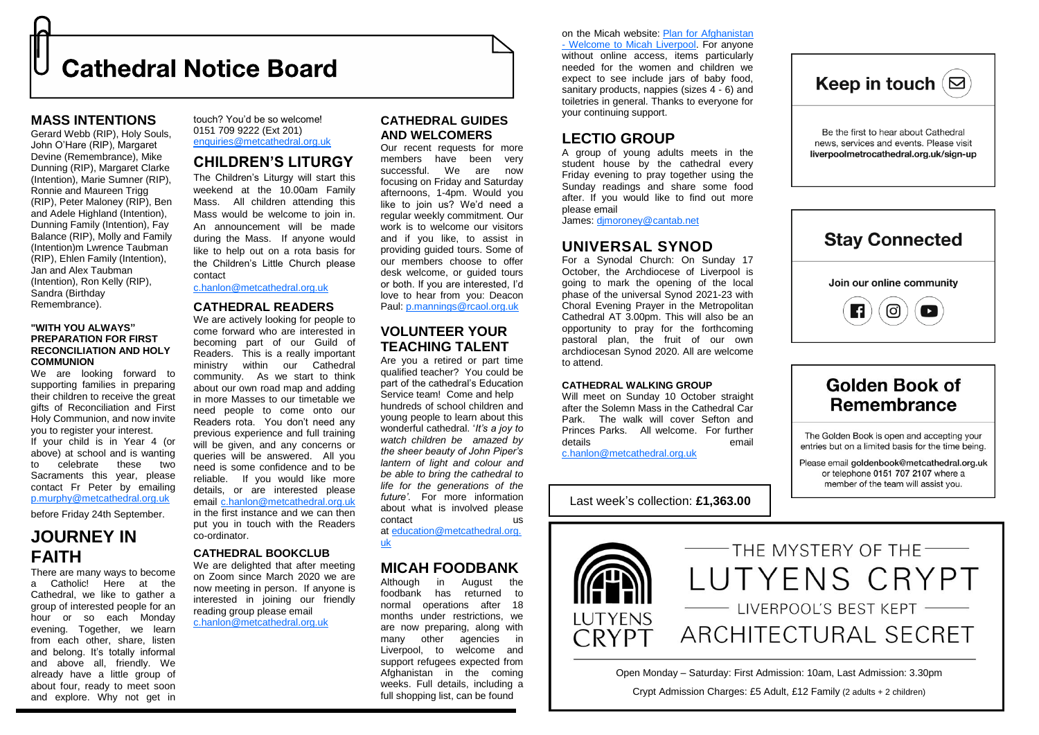# Cathedral Notice Board

## MASS INTENTIONS

Gerard Webb (RIP), Holy Souls, John O'Hare (RIP), Margaret Devine (Remembrance), Mike Dunning (RIP), Margaret Clarke (Intention), Marie Sumner (RIP), Ronnie and Maureen Trigg (RIP), Peter Maloney (RIP), Ben and Adele Highland (Intention), Dunning Family (Intention), Fay Balance (RIP), Molly and Family (Intention)m Lwrence Taubman (RIP), Ehlen Family (Intention), Jan and Alex Taubman (Intention), Ron Kelly (RIP), Sandra (Birthday Remembrance).

### "WITH YOU ALWAYS" PREPARATION FOR FIRST RECONCILIATION AND HOLY COMMUNION

We are looking forward to supporting families in preparing their children to receive the great gifts of Reconciliation and First Holy Communion, and now invite you to register your interest.

If your child is in Year 4 (or above) at school and is wanting to celebrate these two Sacraments this year, please contact Fr Peter by emailing p.murphy@metcathedral.org.uk before Friday 24th September.

## JOURNEY IN FAITH

There are many ways to become a Catholic! Here at the Cathedral, we like to gather a group of interested people for an hour or so each Monday evening. Together, we learn from each other, share, listen and belong. It's totally informal and above all, friendly. We already have a little group of about four, ready to meet soon and explore. Why not get in touch? You'd be so welcome! 0151 709 9222 (Ext 201) enquiries@metcathedral.org.uk

## CHILDREN'S LITURGY

The Children's Liturgy will start this weekend at the 10.00am Family Mass. All children attending this Mass would be welcome to join in. An announcement will be made during the Mass. If anyone would like to help out on a rota basis for the Children's Little Church please contact c.hanlon@metcathedral.org.uk

### CATHEDRAL READERS

We are actively looking for people to come forward who are interested in becoming part of our Guild of Readers. This is a really important ministry within our Cathedral community. As we start to think about our own road map and adding in more Masses to our timetable we need people to come onto our Readers rota. You don't need any previous experience and full training will be given, and any concerns or queries will be answered. All you need is some confidence and to be reliable. If you would like more details, or are interested please email c.hanlon@metcathedral.org.uk in the first instance and we can then put you in touch with the Readers co-ordinator.

### CATHEDRAL BOOKCLUB

We are delighted that after meeting on Zoom since March 2020 we are now meeting in person. If anyone is interested in joining our friendly reading group please email c.hanlon@metcathedral.org.uk

### CATHEDRAL GUIDES AND WELCOMERS

Our recent requests for more members have been very successful. We are now focusing on Friday and Saturday afternoons, 1-4pm. Would you like to join us? We'd need a regular weekly commitment. Our work is to welcome our visitors and if you like, to assist in providing guided tours. Some of our members choose to offer desk welcome, or guided tours or both. If you are interested, I'd love to hear from you: Deacon Paul: p.mannings@rcaol.org.uk

## VOLUNTEER YOUR TEACHING TALENT

Are you a retired or part time qualified teacher? You could be part of the cathedral's Education Service team! Come and help hundreds of school children and young people to learn about this wonderful cathedral. '*It's a joy to watch children be amazed by the sheer beauty of John Piper's lantern of light and colour and be able to bring the cathedral to life for the generations of the future'.* For more information about what is involved please contact us at education@metcathedral.org.uk

## MICAH FOODBANK

Although in August the foodbank has returned to normal operations after 18 months under restrictions, we are now preparing, along with many other agencies in Liverpool, to welcome and support refugees expected from Afghanistan in the coming weeks. Full details, including a full shopping list, can be found on the Micah website: Plan for Afghanistan - Welcome to Micah Liverpool. For anyone without online access, items particularly needed for the women and children we expect to see include jars of baby food, sanitary products, nappies (sizes 4 - 6) and toiletries in general. Thanks to everyone for your continuing support.

## LECTIO GROUP

A group of young adults meets in the student house by the cathedral every Friday evening to pray together using the Sunday readings and share some food after. If you would like to find out more please email James: djmoroney@cantab.net

## UNIVERSAL SYNOD

For a Synodal Church: On Sunday 17 October, the Archdiocese of Liverpool is going to mark the opening of the local phase of the universal Synod 2021-23 with Choral Evening Prayer in the Metropolitan Cathedral AT 3.00pm. This will also be an opportunity to pray for the forthcoming pastoral plan, the fruit of our own archdiocesan Synod 2020. All are welcome to attend.

### CATHEDRAL WALKING GROUP

Will meet on Sunday 10 October straight after the Solemn Mass in the Cathedral Car Park. The walk will cover Sefton and Princes Parks. All welcome. For further details email c.hanlon@metcathedral.org.uk

Last week's collection: **£1,363.00**

## Keep in touch

Be the first to hear about Cathedral news, services and events. Please visit **liverpoolmetrocathedral.org.uk/sign-up**

## Stay Connected

**Join our online community**

## Golden Book of Remembrance

The Golden Book is open and accepting your entries but on a limited basis for the time being.

Please email **goldenbook@metcathedral.org.uk** or telephone **0151 707 2107** where a member of the team will assist you.

LUTYENS CRYPT

THE MYSTERY OF THE LUTYENS CRYPT — LIVERPOOL'S BEST KEPT ARCHITECTURAL SECRET

Open Monday – Saturday: First Admission: 10am, Last Admission: 3.30pm

Crypt Admission Charges: £5 Adult, £12 Family (2 adults + 2 children)